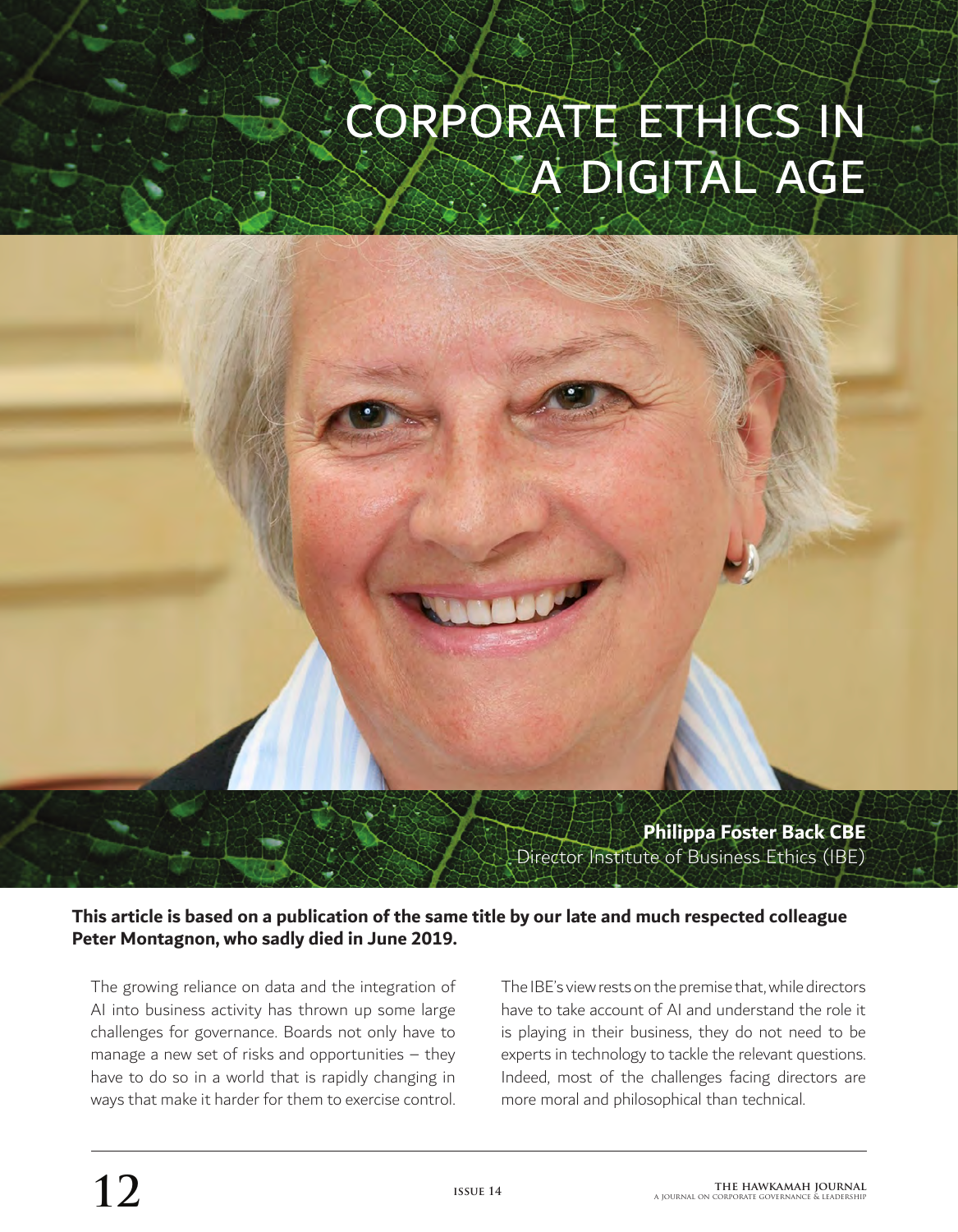# CORPORATE ETHICS IN A DIGITAL AGE

**Philippa Foster Back CBE**
Director Institute of Business Ethics (IBE)

**This article is based on a publication of the same title by our late and much respected colleague Peter Montagnon, who sadly died in June 2019.**

The growing reliance on data and the integration of AI into business activity has thrown up some large challenges for governance. Boards not only have to manage a new set of risks and opportunities – they have to do so in a world that is rapidly changing in ways that make it harder for them to exercise control.

The IBE's view rests on the premise that, while directors have to take account of AI and understand the role it is playing in their business, they do not need to be experts in technology to tackle the relevant questions. Indeed, most of the challenges facing directors are more moral and philosophical than technical.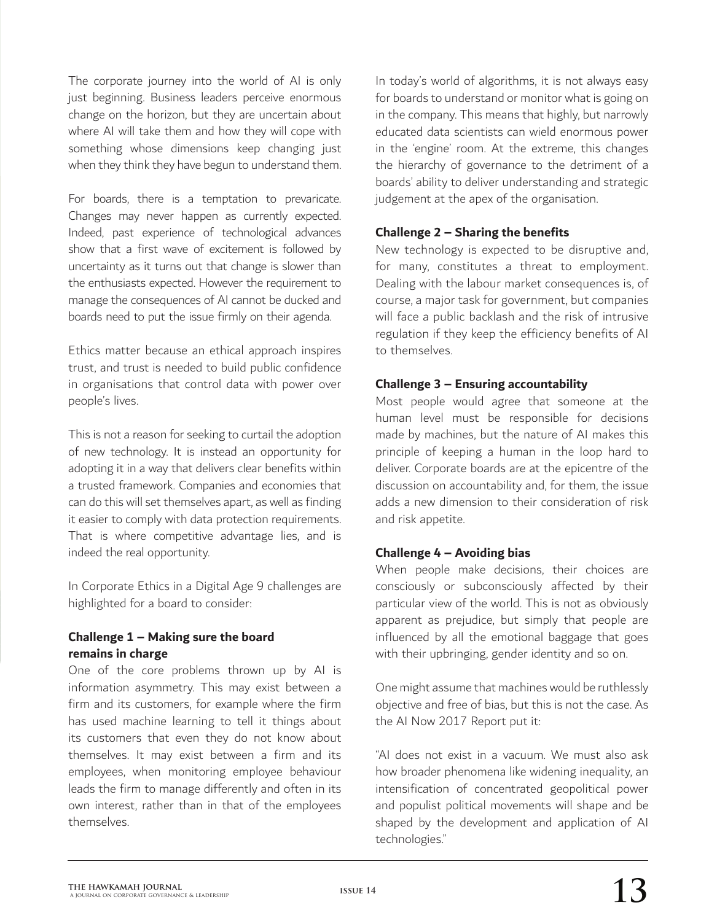The corporate journey into the world of AI is only just beginning. Business leaders perceive enormous change on the horizon, but they are uncertain about where AI will take them and how they will cope with something whose dimensions keep changing just when they think they have begun to understand them.

For boards, there is a temptation to prevaricate. Changes may never happen as currently expected. Indeed, past experience of technological advances show that a first wave of excitement is followed by uncertainty as it turns out that change is slower than the enthusiasts expected. However the requirement to manage the consequences of AI cannot be ducked and boards need to put the issue firmly on their agenda.

Ethics matter because an ethical approach inspires trust, and trust is needed to build public confidence in organisations that control data with power over people's lives.

This is not a reason for seeking to curtail the adoption of new technology. It is instead an opportunity for adopting it in a way that delivers clear benefits within a trusted framework. Companies and economies that can do this will set themselves apart, as well as finding it easier to comply with data protection requirements. That is where competitive advantage lies, and is indeed the real opportunity.

In Corporate Ethics in a Digital Age 9 challenges are highlighted for a board to consider:

**Challenge 1 – Making sure the board remains in charge**
One of the core problems thrown up by AI is information asymmetry. This may exist between a firm and its customers, for example where the firm has used machine learning to tell it things about its customers that even they do not know about themselves. It may exist between a firm and its employees, when monitoring employee behaviour leads the firm to manage differently and often in its own interest, rather than in that of the employees themselves.

In today's world of algorithms, it is not always easy for boards to understand or monitor what is going on in the company. This means that highly, but narrowly educated data scientists can wield enormous power in the 'engine' room. At the extreme, this changes the hierarchy of governance to the detriment of a boards' ability to deliver understanding and strategic judgement at the apex of the organisation.

**Challenge 2 – Sharing the benefits**
New technology is expected to be disruptive and, for many, constitutes a threat to employment. Dealing with the labour market consequences is, of course, a major task for government, but companies will face a public backlash and the risk of intrusive regulation if they keep the efficiency benefits of AI to themselves.

**Challenge 3 – Ensuring accountability**
Most people would agree that someone at the human level must be responsible for decisions made by machines, but the nature of AI makes this principle of keeping a human in the loop hard to deliver. Corporate boards are at the epicentre of the discussion on accountability and, for them, the issue adds a new dimension to their consideration of risk and risk appetite.

**Challenge 4 – Avoiding bias**
When people make decisions, their choices are consciously or subconsciously affected by their particular view of the world. This is not as obviously apparent as prejudice, but simply that people are influenced by all the emotional baggage that goes with their upbringing, gender identity and so on.

One might assume that machines would be ruthlessly objective and free of bias, but this is not the case. As the AI Now 2017 Report put it:

"AI does not exist in a vacuum. We must also ask how broader phenomena like widening inequality, an intensification of concentrated geopolitical power and populist political movements will shape and be shaped by the development and application of AI technologies."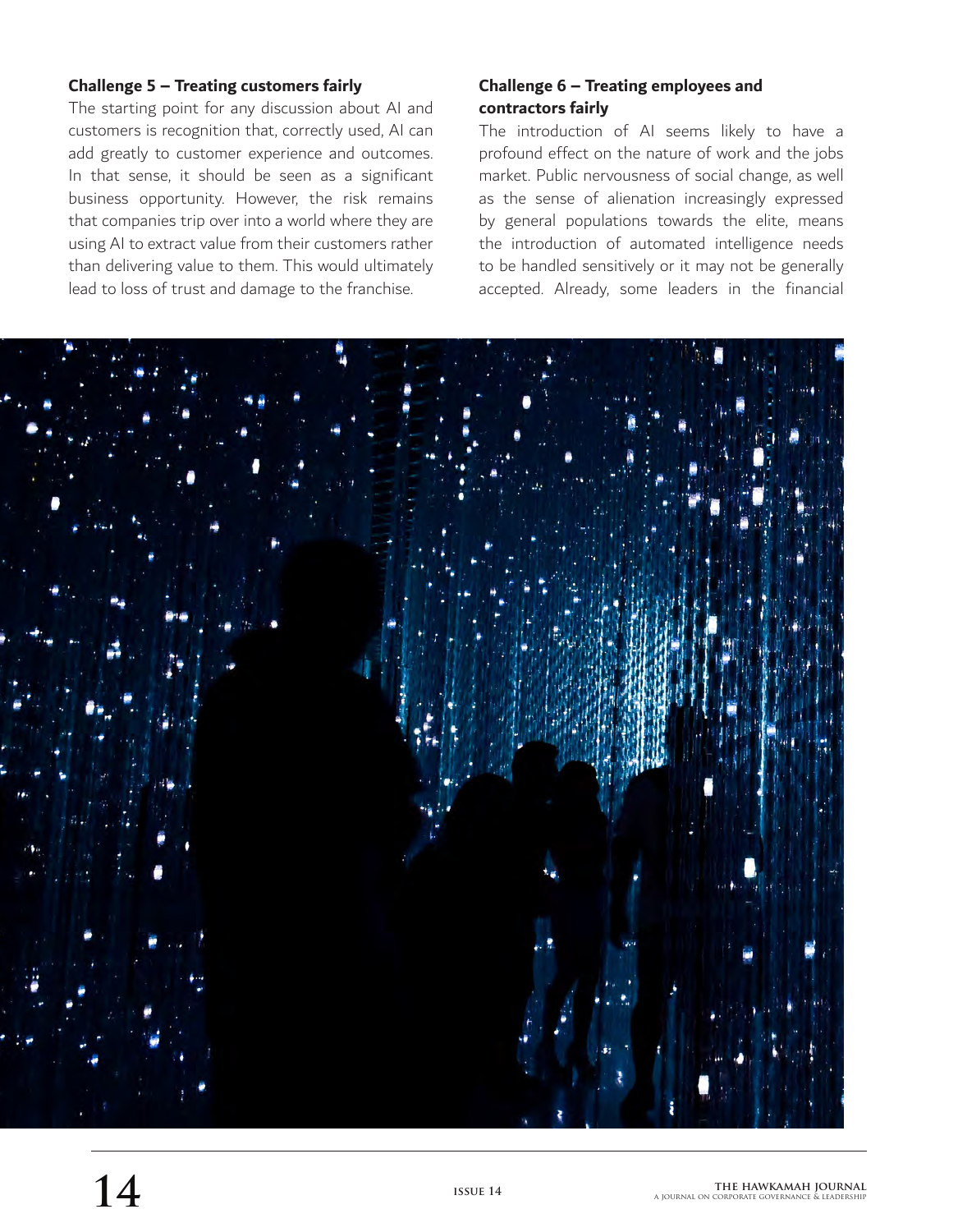**Challenge 5 – Treating customers fairly**

The starting point for any discussion about AI and customers is recognition that, correctly used, AI can add greatly to customer experience and outcomes. In that sense, it should be seen as a significant business opportunity. However, the risk remains that companies trip over into a world where they are using AI to extract value from their customers rather than delivering value to them. This would ultimately lead to loss of trust and damage to the franchise.

**Challenge 6 – Treating employees and contractors fairly**

The introduction of AI seems likely to have a profound effect on the nature of work and the jobs market. Public nervousness of social change, as well as the sense of alienation increasingly expressed by general populations towards the elite, means the introduction of automated intelligence needs to be handled sensitively or it may not be generally accepted. Already, some leaders in the financial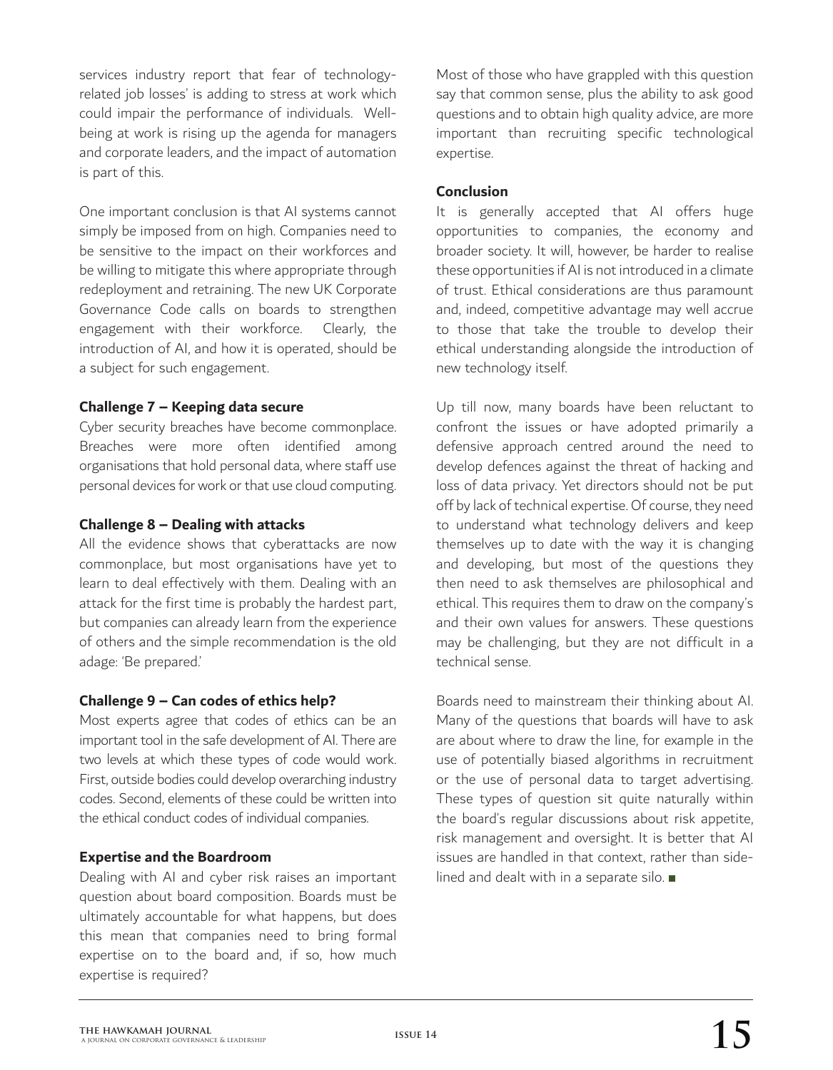services industry report that fear of technology-related job losses' is adding to stress at work which could impair the performance of individuals. Well-being at work is rising up the agenda for managers and corporate leaders, and the impact of automation is part of this.

One important conclusion is that AI systems cannot simply be imposed from on high. Companies need to be sensitive to the impact on their workforces and be willing to mitigate this where appropriate through redeployment and retraining. The new UK Corporate Governance Code calls on boards to strengthen engagement with their workforce. Clearly, the introduction of AI, and how it is operated, should be a subject for such engagement.

**Challenge 7 – Keeping data secure**

Cyber security breaches have become commonplace. Breaches were more often identified among organisations that hold personal data, where staff use personal devices for work or that use cloud computing.

**Challenge 8 – Dealing with attacks**

All the evidence shows that cyberattacks are now commonplace, but most organisations have yet to learn to deal effectively with them. Dealing with an attack for the first time is probably the hardest part, but companies can already learn from the experience of others and the simple recommendation is the old adage: 'Be prepared.'

**Challenge 9 – Can codes of ethics help?**

Most experts agree that codes of ethics can be an important tool in the safe development of AI. There are two levels at which these types of code would work. First, outside bodies could develop overarching industry codes. Second, elements of these could be written into the ethical conduct codes of individual companies.

**Expertise and the Boardroom**

Dealing with AI and cyber risk raises an important question about board composition. Boards must be ultimately accountable for what happens, but does this mean that companies need to bring formal expertise on to the board and, if so, how much expertise is required?

Most of those who have grappled with this question say that common sense, plus the ability to ask good questions and to obtain high quality advice, are more important than recruiting specific technological expertise.

**Conclusion**

It is generally accepted that AI offers huge opportunities to companies, the economy and broader society. It will, however, be harder to realise these opportunities if AI is not introduced in a climate of trust. Ethical considerations are thus paramount and, indeed, competitive advantage may well accrue to those that take the trouble to develop their ethical understanding alongside the introduction of new technology itself.

Up till now, many boards have been reluctant to confront the issues or have adopted primarily a defensive approach centred around the need to develop defences against the threat of hacking and loss of data privacy. Yet directors should not be put off by lack of technical expertise. Of course, they need to understand what technology delivers and keep themselves up to date with the way it is changing and developing, but most of the questions they then need to ask themselves are philosophical and ethical. This requires them to draw on the company's and their own values for answers. These questions may be challenging, but they are not difficult in a technical sense.

Boards need to mainstream their thinking about AI. Many of the questions that boards will have to ask are about where to draw the line, for example in the use of potentially biased algorithms in recruitment or the use of personal data to target advertising. These types of question sit quite naturally within the board's regular discussions about risk appetite, risk management and oversight. It is better that AI issues are handled in that context, rather than side-lined and dealt with in a separate silo. ■